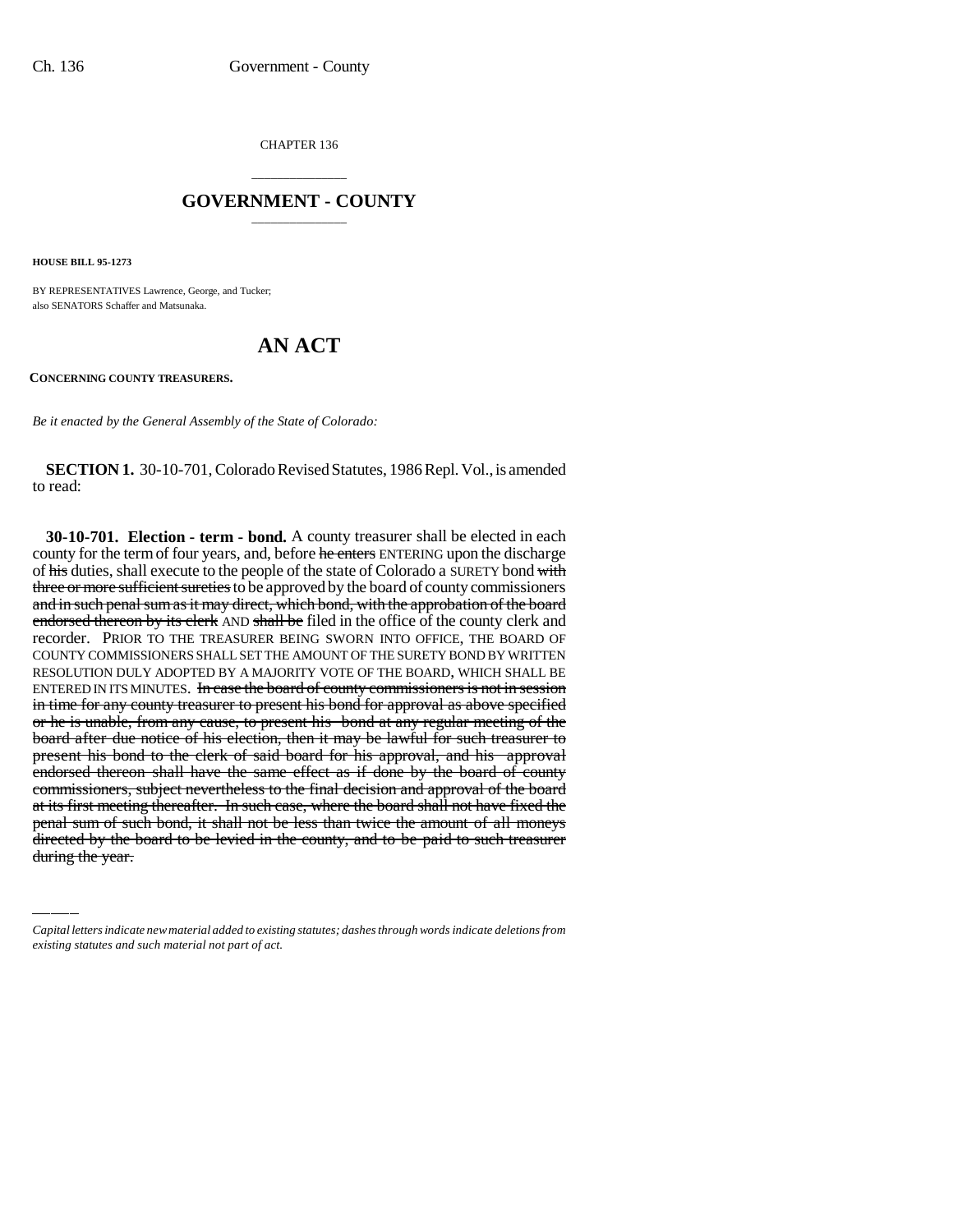CHAPTER 136

# GOVERNMENT - COUNTY

**HOUSE BILL 95-1273**

BY REPRESENTATIVES Lawrence, George, and Tucker;
also SENATORS Schaffer and Matsunaka.

# AN ACT

**CONCERNING COUNTY TREASURERS.**

*Be it enacted by the General Assembly of the State of Colorado:*

**SECTION 1.** 30-10-701, Colorado Revised Statutes, 1986 Repl. Vol., is amended to read:

**30-10-701. Election - term - bond.** A county treasurer shall be elected in each county for the term of four years, and, before ~~he enters~~ ENTERING upon the discharge of ~~his~~ duties, shall execute to the people of the state of Colorado a SURETY bond ~~with three or more sufficient sureties~~ to be approved by the board of county commissioners ~~and in such penal sum as it may direct, which bond, with the approbation of the board endorsed thereon by its clerk~~ AND ~~shall be~~ filed in the office of the county clerk and recorder. PRIOR TO THE TREASURER BEING SWORN INTO OFFICE, THE BOARD OF COUNTY COMMISSIONERS SHALL SET THE AMOUNT OF THE SURETY BOND BY WRITTEN RESOLUTION DULY ADOPTED BY A MAJORITY VOTE OF THE BOARD, WHICH SHALL BE ENTERED IN ITS MINUTES. ~~In case the board of county commissioners is not in session in time for any county treasurer to present his bond for approval as above specified or he is unable, from any cause, to present his bond at any regular meeting of the board after due notice of his election, then it may be lawful for such treasurer to present his bond to the clerk of said board for his approval, and his approval endorsed thereon shall have the same effect as if done by the board of county commissioners, subject nevertheless to the final decision and approval of the board at its first meeting thereafter. In such case, where the board shall not have fixed the penal sum of such bond, it shall not be less than twice the amount of all moneys directed by the board to be levied in the county, and to be paid to such treasurer during the year.~~

*Capital letters indicate new material added to existing statutes; dashes through words indicate deletions from existing statutes and such material not part of act.*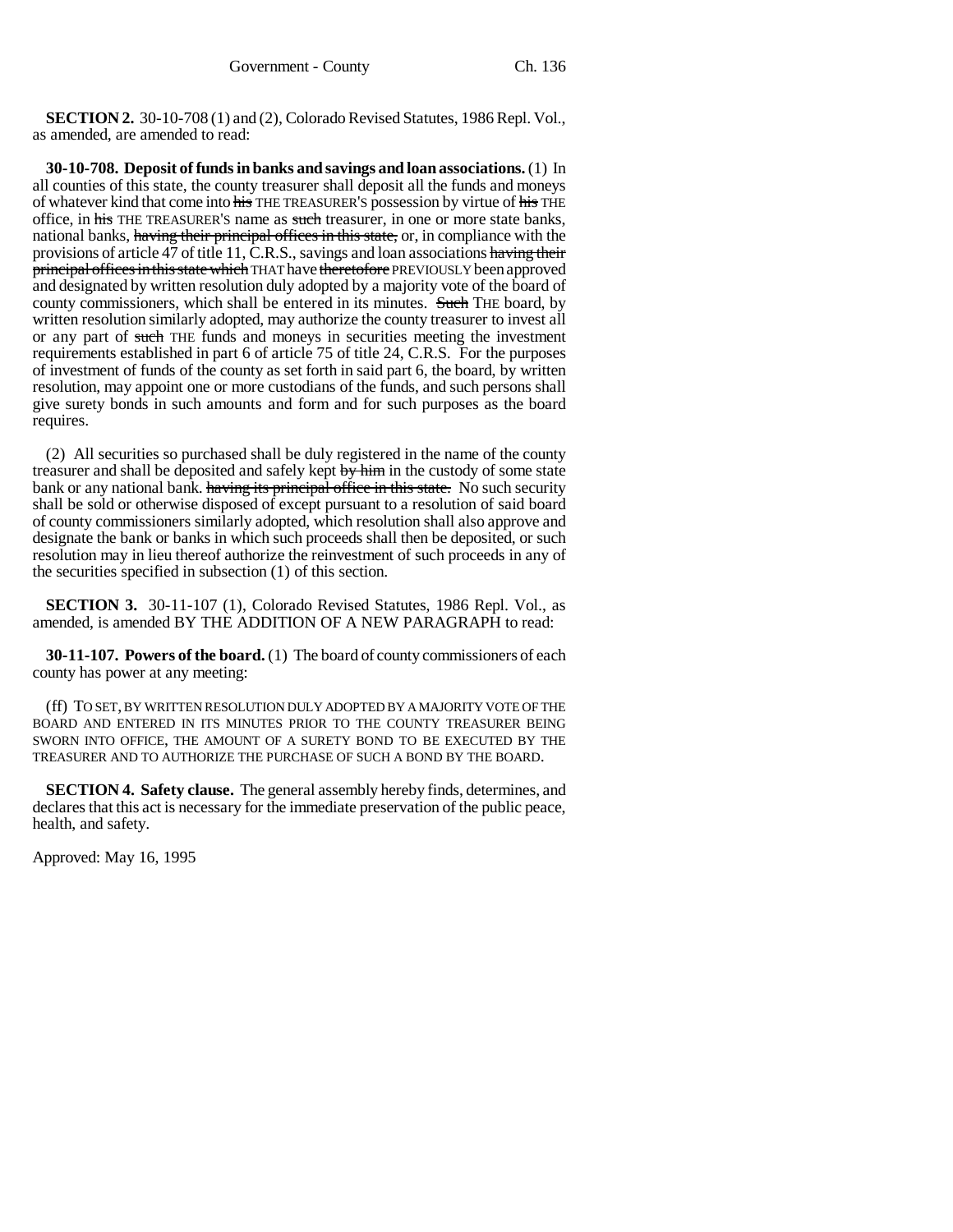**SECTION 2.** 30-10-708 (1) and (2), Colorado Revised Statutes, 1986 Repl. Vol., as amended, are amended to read:

**30-10-708. Deposit of funds in banks and savings and loan associations.** (1) In all counties of this state, the county treasurer shall deposit all the funds and moneys of whatever kind that come into ~~his~~ THE TREASURER'S possession by virtue of ~~his~~ THE office, in ~~his~~ THE TREASURER'S name as ~~such~~ treasurer, in one or more state banks, national banks, ~~having their principal offices in this state,~~ or, in compliance with the provisions of article 47 of title 11, C.R.S., savings and loan associations ~~having their principal offices in this state which~~ THAT have ~~theretofore~~ PREVIOUSLY been approved and designated by written resolution duly adopted by a majority vote of the board of county commissioners, which shall be entered in its minutes. ~~Such~~ THE board, by written resolution similarly adopted, may authorize the county treasurer to invest all or any part of ~~such~~ THE funds and moneys in securities meeting the investment requirements established in part 6 of article 75 of title 24, C.R.S. For the purposes of investment of funds of the county as set forth in said part 6, the board, by written resolution, may appoint one or more custodians of the funds, and such persons shall give surety bonds in such amounts and form and for such purposes as the board requires.

(2) All securities so purchased shall be duly registered in the name of the county treasurer and shall be deposited and safely kept ~~by him~~ in the custody of some state bank or any national bank. ~~having its principal office in this state.~~ No such security shall be sold or otherwise disposed of except pursuant to a resolution of said board of county commissioners similarly adopted, which resolution shall also approve and designate the bank or banks in which such proceeds shall then be deposited, or such resolution may in lieu thereof authorize the reinvestment of such proceeds in any of the securities specified in subsection (1) of this section.

**SECTION 3.** 30-11-107 (1), Colorado Revised Statutes, 1986 Repl. Vol., as amended, is amended BY THE ADDITION OF A NEW PARAGRAPH to read:

**30-11-107. Powers of the board.** (1) The board of county commissioners of each county has power at any meeting:

(ff) TO SET, BY WRITTEN RESOLUTION DULY ADOPTED BY A MAJORITY VOTE OF THE BOARD AND ENTERED IN ITS MINUTES PRIOR TO THE COUNTY TREASURER BEING SWORN INTO OFFICE, THE AMOUNT OF A SURETY BOND TO BE EXECUTED BY THE TREASURER AND TO AUTHORIZE THE PURCHASE OF SUCH A BOND BY THE BOARD.

**SECTION 4. Safety clause.** The general assembly hereby finds, determines, and declares that this act is necessary for the immediate preservation of the public peace, health, and safety.

Approved: May 16, 1995